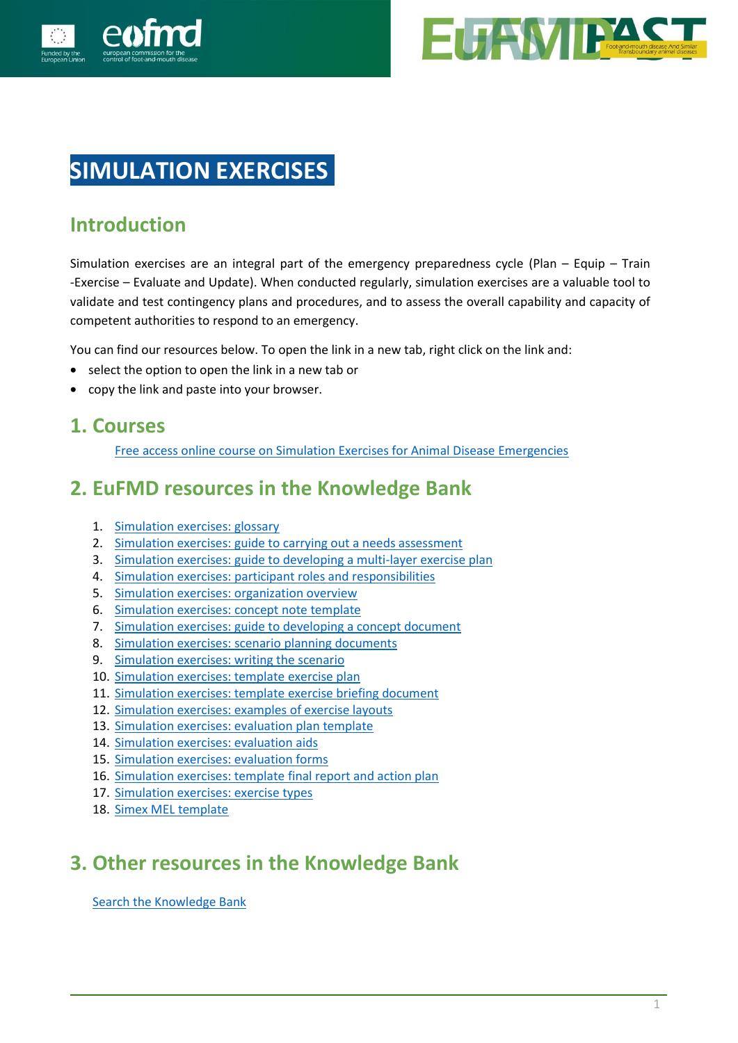# SIMULATION EXERCISES

## Introduction

Simulation exercises are an integral part of the emergency preparedness cycle (Plan – Equip – Train -Exercise – Evaluate and Update). When conducted regularly, simulation exercises are a valuable tool to validate and test contingency plans and procedures, and to assess the overall capability and capacity of competent authorities to respond to an emergency.

You can find our resources below. To open the link in a new tab, right click on the link and:

- select the option to open the link in a new tab or
- copy the link and paste into your browser.

## 1. Courses

Free access online course on Simulation Exercises for Animal Disease Emergencies

## 2. EuFMD resources in the Knowledge Bank

1. Simulation exercises: glossary
2. Simulation exercises: guide to carrying out a needs assessment
3. Simulation exercises: guide to developing a multi-layer exercise plan
4. Simulation exercises: participant roles and responsibilities
5. Simulation exercises: organization overview
6. Simulation exercises: concept note template
7. Simulation exercises: guide to developing a concept document
8. Simulation exercises: scenario planning documents
9. Simulation exercises: writing the scenario
10. Simulation exercises: template exercise plan
11. Simulation exercises: template exercise briefing document
12. Simulation exercises: examples of exercise layouts
13. Simulation exercises: evaluation plan template
14. Simulation exercises: evaluation aids
15. Simulation exercises: evaluation forms
16. Simulation exercises: template final report and action plan
17. Simulation exercises: exercise types
18. Simex MEL template

## 3. Other resources in the Knowledge Bank

Search the Knowledge Bank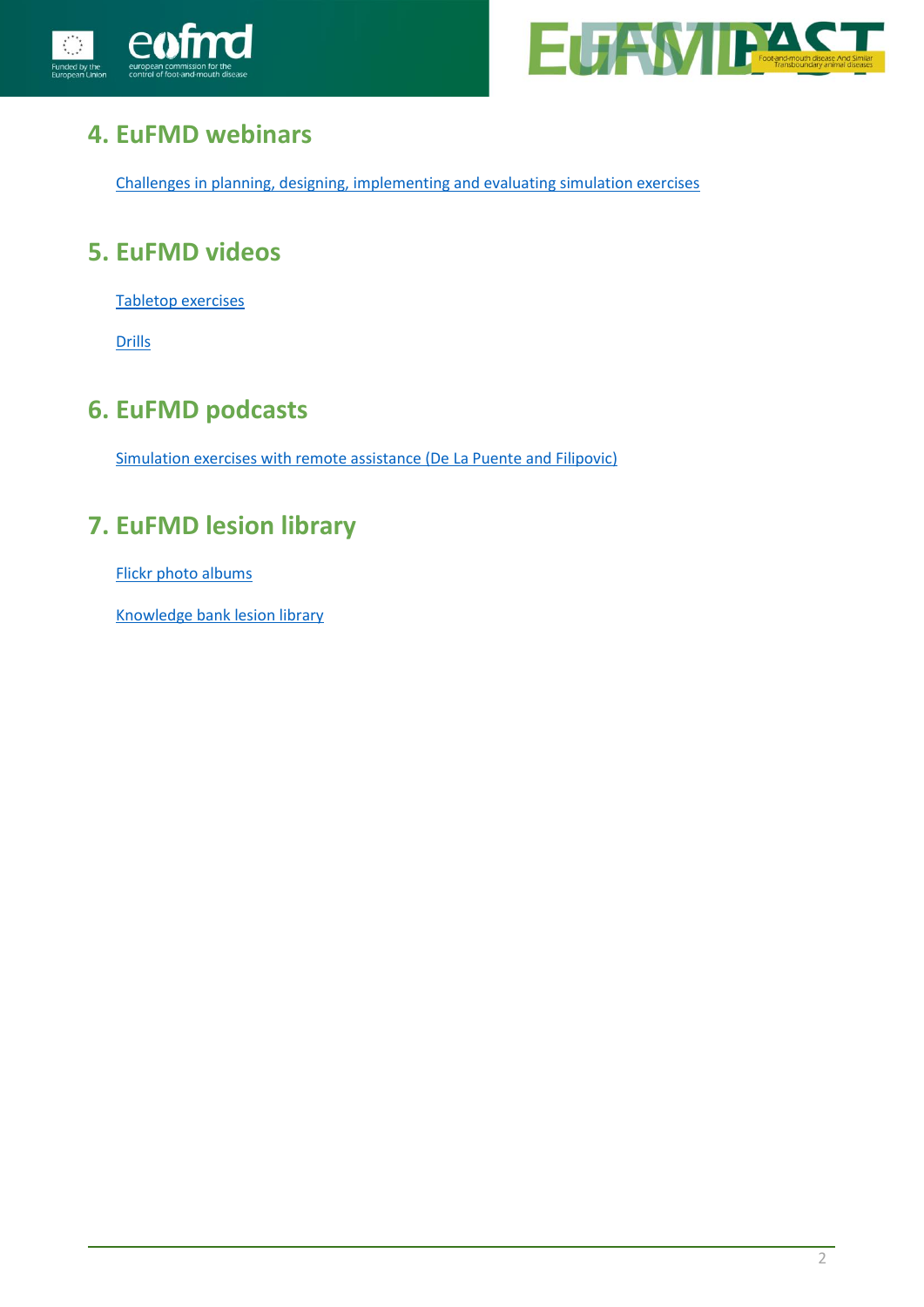## 4. EuFMD webinars

Challenges in planning, designing, implementing and evaluating simulation exercises

## 5. EuFMD videos

Tabletop exercises

Drills

## 6. EuFMD podcasts

Simulation exercises with remote assistance (De La Puente and Filipovic)

## 7. EuFMD lesion library

Flickr photo albums

Knowledge bank lesion library